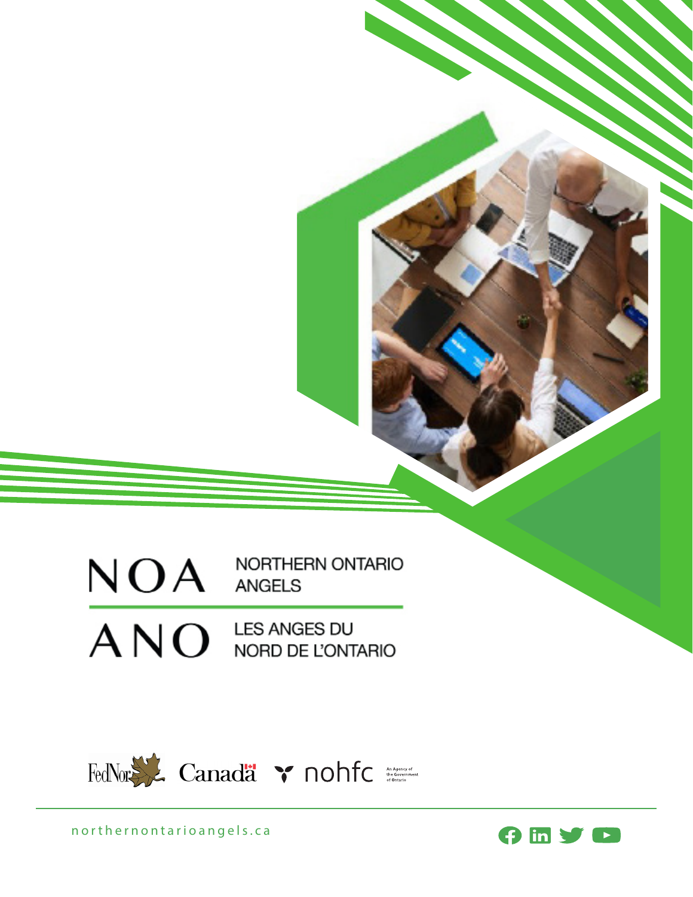# NOA — NORTHERN ONTARIO ANGELS

# ANO — LES ANGES DU NORD DE L'ONTARIO

FedNor Canada nohfc An Agency of the Government of Ontario

northernontarioangels.ca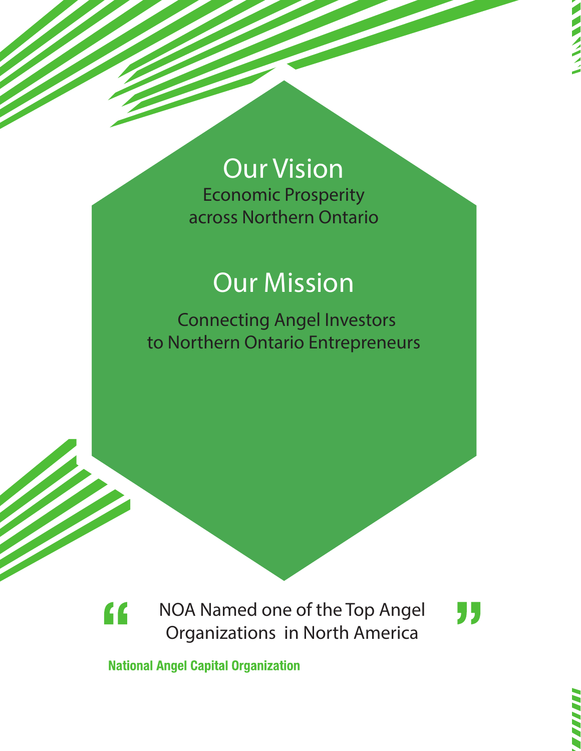## Our Vision

Economic Prosperity
across Northern Ontario

## Our Mission

Connecting Angel Investors
to Northern Ontario Entrepreneurs

> “NOA Named one of the Top Angel Organizations in North America”

**National Angel Capital Organization**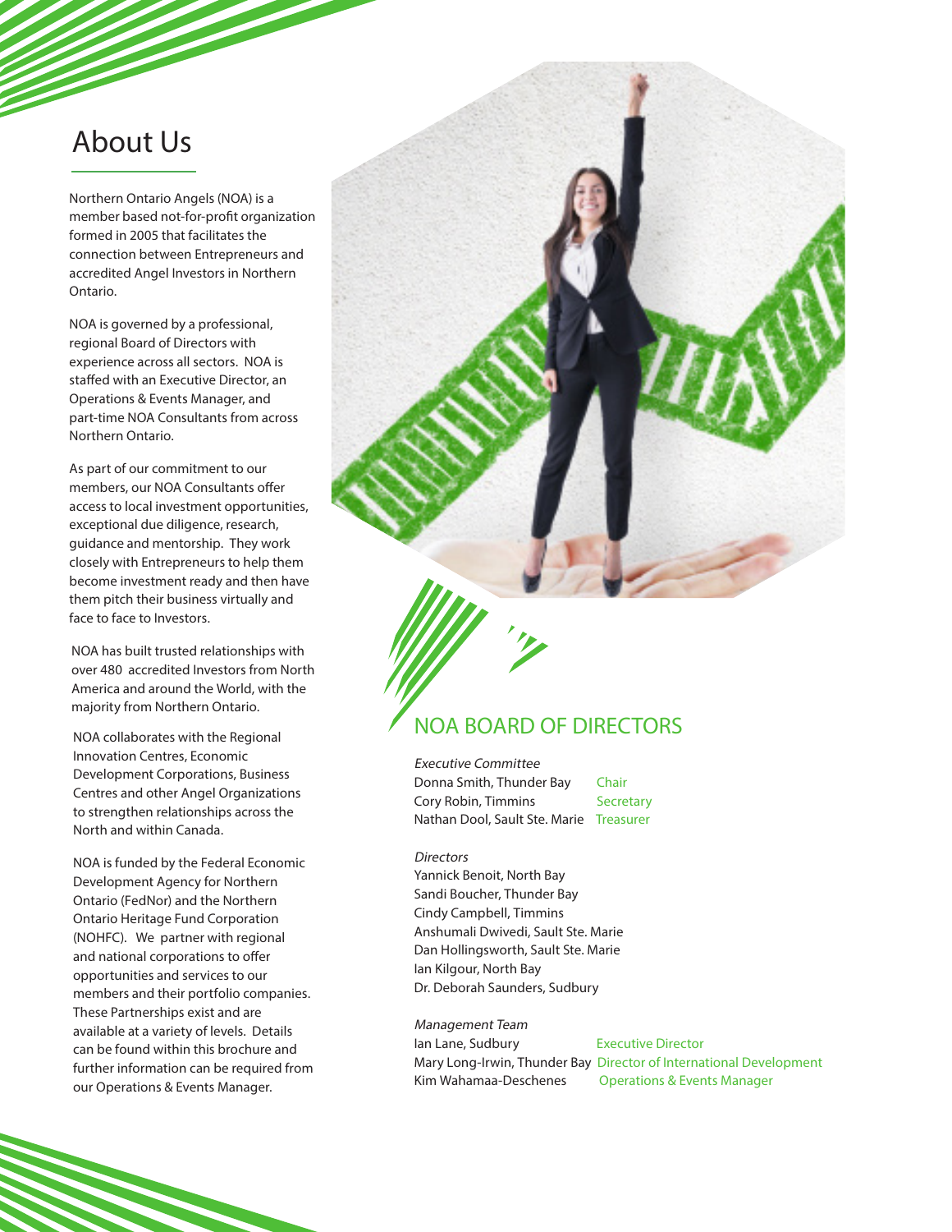# About Us

Northern Ontario Angels (NOA) is a member based not-for-profit organization formed in 2005 that facilitates the connection between Entrepreneurs and accredited Angel Investors in Northern Ontario.

NOA is governed by a professional, regional Board of Directors with experience across all sectors. NOA is staffed with an Executive Director, an Operations & Events Manager, and part-time NOA Consultants from across Northern Ontario.

As part of our commitment to our members, our NOA Consultants offer access to local investment opportunities, exceptional due diligence, research, guidance and mentorship. They work closely with Entrepreneurs to help them become investment ready and then have them pitch their business virtually and face to face to Investors.

NOA has built trusted relationships with over 480 accredited Investors from North America and around the World, with the majority from Northern Ontario.

NOA collaborates with the Regional Innovation Centres, Economic Development Corporations, Business Centres and other Angel Organizations to strengthen relationships across the North and within Canada.

NOA is funded by the Federal Economic Development Agency for Northern Ontario (FedNor) and the Northern Ontario Heritage Fund Corporation (NOHFC). We partner with regional and national corporations to offer opportunities and services to our members and their portfolio companies. These Partnerships exist and are available at a variety of levels. Details can be found within this brochure and further information can be required from our Operations & Events Manager.

## NOA BOARD OF DIRECTORS

*Executive Committee*

Donna Smith, Thunder Bay — Chair
Cory Robin, Timmins — Secretary
Nathan Dool, Sault Ste. Marie — Treasurer

*Directors*

Yannick Benoit, North Bay
Sandi Boucher, Thunder Bay
Cindy Campbell, Timmins
Anshumali Dwivedi, Sault Ste. Marie
Dan Hollingsworth, Sault Ste. Marie
Ian Kilgour, North Bay
Dr. Deborah Saunders, Sudbury

*Management Team*

Ian Lane, Sudbury — Executive Director
Mary Long-Irwin, Thunder Bay — Director of International Development
Kim Wahamaa-Deschenes — Operations & Events Manager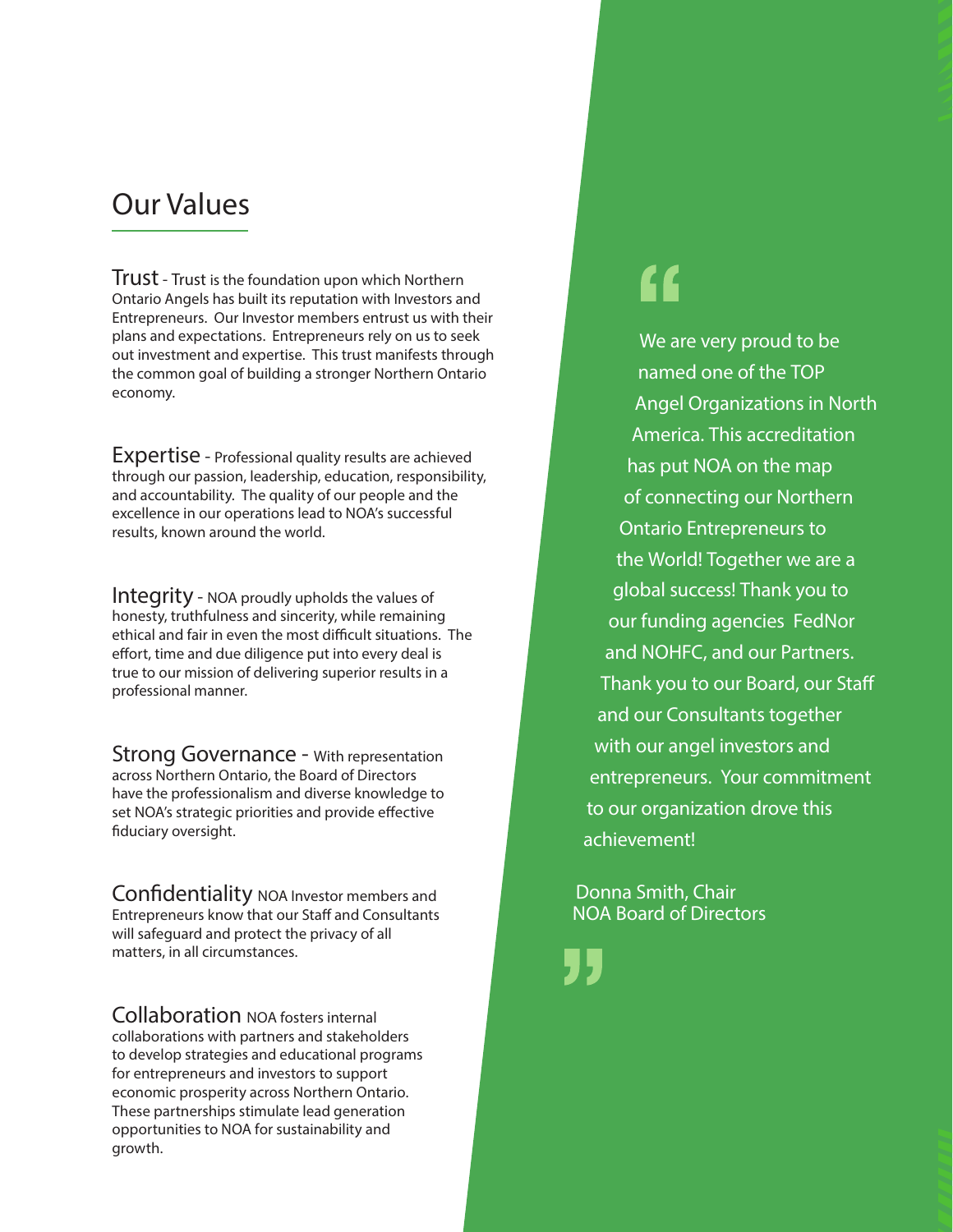## Our Values

**Trust** - Trust is the foundation upon which Northern Ontario Angels has built its reputation with Investors and Entrepreneurs. Our Investor members entrust us with their plans and expectations. Entrepreneurs rely on us to seek out investment and expertise. This trust manifests through the common goal of building a stronger Northern Ontario economy.

**Expertise** - Professional quality results are achieved through our passion, leadership, education, responsibility, and accountability. The quality of our people and the excellence in our operations lead to NOA's successful results, known around the world.

**Integrity** - NOA proudly upholds the values of honesty, truthfulness and sincerity, while remaining ethical and fair in even the most difficult situations. The effort, time and due diligence put into every deal is true to our mission of delivering superior results in a professional manner.

**Strong Governance** - With representation across Northern Ontario, the Board of Directors have the professionalism and diverse knowledge to set NOA's strategic priorities and provide effective fiduciary oversight.

**Confidentiality** NOA Investor members and Entrepreneurs know that our Staff and Consultants will safeguard and protect the privacy of all matters, in all circumstances.

**Collaboration** NOA fosters internal collaborations with partners and stakeholders to develop strategies and educational programs for entrepreneurs and investors to support economic prosperity across Northern Ontario. These partnerships stimulate lead generation opportunities to NOA for sustainability and growth.

> "We are very proud to be named one of the TOP Angel Organizations in North America. This accreditation has put NOA on the map of connecting our Northern Ontario Entrepreneurs to the World! Together we are a global success! Thank you to our funding agencies FedNor and NOHFC, and our Partners. Thank you to our Board, our Staff and our Consultants together with our angel investors and entrepreneurs. Your commitment to our organization drove this achievement!
>
> Donna Smith, Chair
> NOA Board of Directors"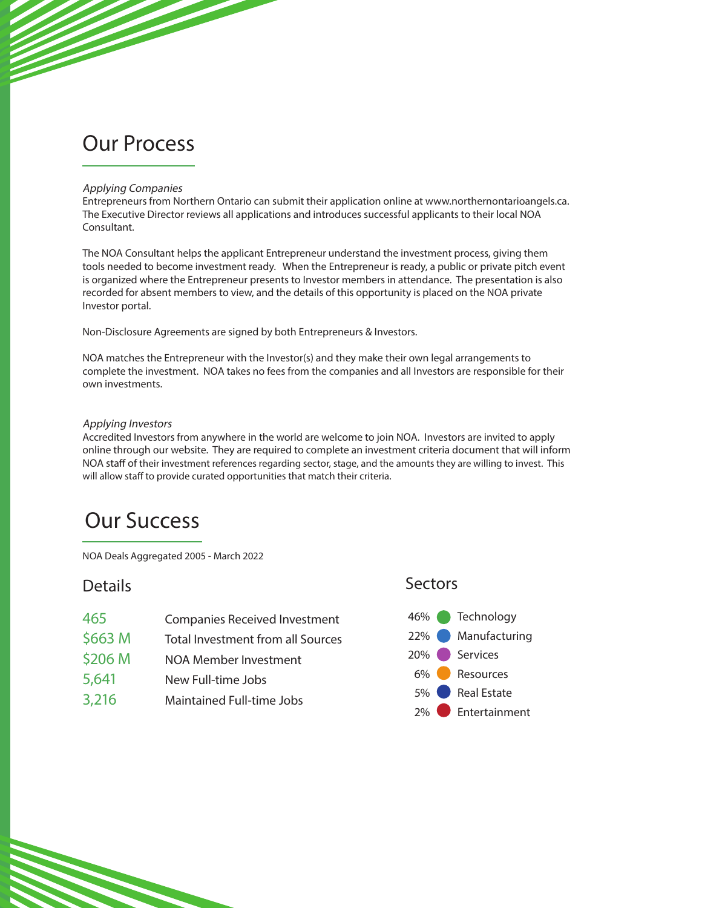# Our Process

*Applying Companies*

Entrepreneurs from Northern Ontario can submit their application online at www.northernontarioangels.ca. The Executive Director reviews all applications and introduces successful applicants to their local NOA Consultant.

The NOA Consultant helps the applicant Entrepreneur understand the investment process, giving them tools needed to become investment ready. When the Entrepreneur is ready, a public or private pitch event is organized where the Entrepreneur presents to Investor members in attendance. The presentation is also recorded for absent members to view, and the details of this opportunity is placed on the NOA private Investor portal.

Non-Disclosure Agreements are signed by both Entrepreneurs & Investors.

NOA matches the Entrepreneur with the Investor(s) and they make their own legal arrangements to complete the investment. NOA takes no fees from the companies and all Investors are responsible for their own investments.

*Applying Investors*

Accredited Investors from anywhere in the world are welcome to join NOA. Investors are invited to apply online through our website. They are required to complete an investment criteria document that will inform NOA staff of their investment references regarding sector, stage, and the amounts they are willing to invest. This will allow staff to provide curated opportunities that match their criteria.

# Our Success

NOA Deals Aggregated 2005 - March 2022

## Details

| | |
|---|---|
| 465 | Companies Received Investment |
| $663 M | Total Investment from all Sources |
| $206 M | NOA Member Investment |
| 5,641 | New Full-time Jobs |
| 3,216 | Maintained Full-time Jobs |

## Sectors

| | |
|---|---|
| 46% | Technology |
| 22% | Manufacturing |
| 20% | Services |
| 6% | Resources |
| 5% | Real Estate |
| 2% | Entertainment |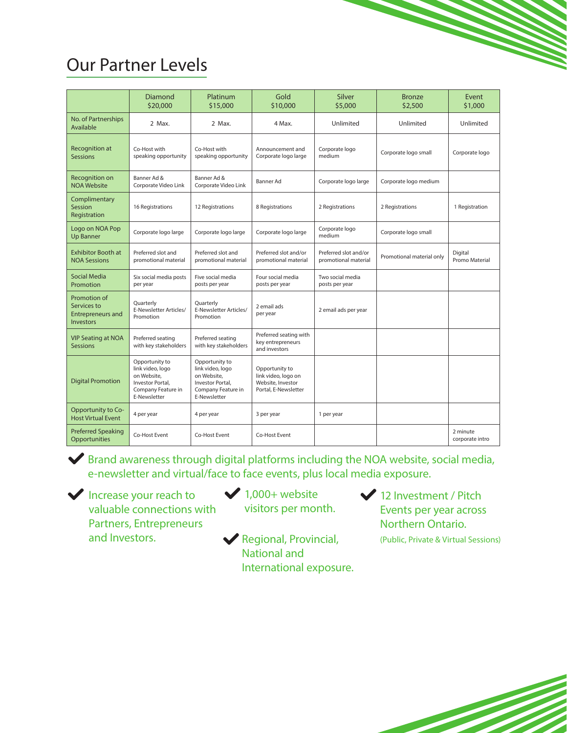# Our Partner Levels

| | Diamond $20,000 | Platinum $15,000 | Gold $10,000 | Silver $5,000 | Bronze $2,500 | Event $1,000 |
|---|---|---|---|---|---|---|
| No. of Partnerships Available | 2 Max. | 2 Max. | 4 Max. | Unlimited | Unlimited | Unlimited |
| Recognition at Sessions | Co-Host with speaking opportunity | Co-Host with speaking opportunity | Announcement and Corporate logo large | Corporate logo medium | Corporate logo small | Corporate logo |
| Recognition on NOA Website | Banner Ad & Corporate Video Link | Banner Ad & Corporate Video Link | Banner Ad | Corporate logo large | Corporate logo medium | |
| Complimentary Session Registration | 16 Registrations | 12 Registrations | 8 Registrations | 2 Registrations | 2 Registrations | 1 Registration |
| Logo on NOA Pop Up Banner | Corporate logo large | Corporate logo large | Corporate logo large | Corporate logo medium | Corporate logo small | |
| Exhibitor Booth at NOA Sessions | Preferred slot and promotional material | Preferred slot and promotional material | Preferred slot and/or promotional material | Preferred slot and/or promotional material | Promotional material only | Digital Promo Material |
| Social Media Promotion | Six social media posts per year | Five social media posts per year | Four social media posts per year | Two social media posts per year | | |
| Promotion of Services to Entrepreneurs and Investors | Quarterly E-Newsletter Articles/ Promotion | Quarterly E-Newsletter Articles/ Promotion | 2 email ads per year | 2 email ads per year | | |
| VIP Seating at NOA Sessions | Preferred seating with key stakeholders | Preferred seating with key stakeholders | Preferred seating with key entrepreneurs and investors | | | |
| Digital Promotion | Opportunity to link video, logo on Website, Investor Portal, Company Feature in E-Newsletter | Opportunity to link video, logo on Website, Investor Portal, Company Feature in E-Newsletter | Opportunity to link video, logo on Website, Investor Portal, E-Newsletter | | | |
| Opportunity to Co-Host Virtual Event | 4 per year | 4 per year | 3 per year | 1 per year | | |
| Preferred Speaking Opportunities | Co-Host Event | Co-Host Event | Co-Host Event | | | 2 minute corporate intro |

- ✔ Brand awareness through digital platforms including the NOA website, social media, e-newsletter and virtual/face to face events, plus local media exposure.
- ✔ Increase your reach to valuable connections with Partners, Entrepreneurs and Investors.
- ✔ 1,000+ website visitors per month.
- ✔ Regional, Provincial, National and International exposure.
- ✔ 12 Investment / Pitch Events per year across Northern Ontario. (Public, Private & Virtual Sessions)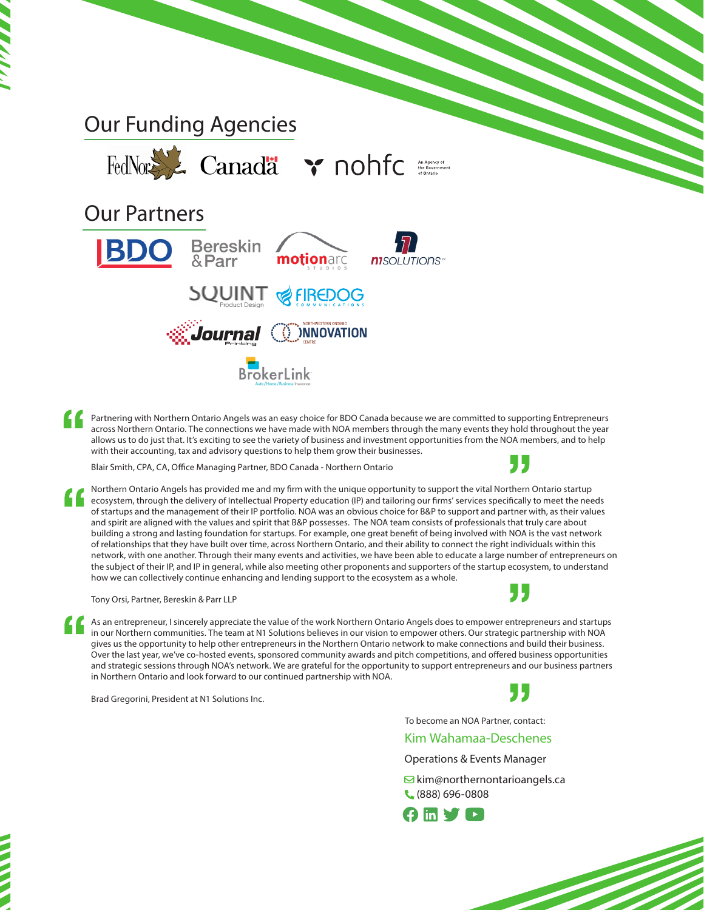## Our Funding Agencies

FedNor Canada nohfc An Agency of the Government of Ontario

## Our Partners

BDO Bereskin & Parr motionarc STUDIOS n1SOLUTIONS inc

SQUINT Product Design FIREDOG COMMUNICATIONS

Journal Printing NORTHWESTERN ONTARIO INNOVATION CENTRE

BrokerLink Auto/Home/Business Insurance

> Partnering with Northern Ontario Angels was an easy choice for BDO Canada because we are committed to supporting Entrepreneurs across Northern Ontario. The connections we have made with NOA members through the many events they hold throughout the year allows us to do just that. It's exciting to see the variety of business and investment opportunities from the NOA members, and to help with their accounting, tax and advisory questions to help them grow their businesses.
>
> Blair Smith, CPA, CA, Office Managing Partner, BDO Canada - Northern Ontario

> Northern Ontario Angels has provided me and my firm with the unique opportunity to support the vital Northern Ontario startup ecosystem, through the delivery of Intellectual Property education (IP) and tailoring our firms' services specifically to meet the needs of startups and the management of their IP portfolio. NOA was an obvious choice for B&P to support and partner with, as their values and spirit are aligned with the values and spirit that B&P possesses. The NOA team consists of professionals that truly care about building a strong and lasting foundation for startups. For example, one great benefit of being involved with NOA is the vast network of relationships that they have built over time, across Northern Ontario, and their ability to connect the right individuals within this network, with one another. Through their many events and activities, we have been able to educate a large number of entrepreneurs on the subject of their IP, and IP in general, while also meeting other proponents and supporters of the startup ecosystem, to understand how we can collectively continue enhancing and lending support to the ecosystem as a whole.
>
> Tony Orsi, Partner, Bereskin & Parr LLP

> As an entrepreneur, I sincerely appreciate the value of the work Northern Ontario Angels does to empower entrepreneurs and startups in our Northern communities. The team at N1 Solutions believes in our vision to empower others. Our strategic partnership with NOA gives us the opportunity to help other entrepreneurs in the Northern Ontario network to make connections and build their business. Over the last year, we've co-hosted events, sponsored community awards and pitch competitions, and offered business opportunities and strategic sessions through NOA's network. We are grateful for the opportunity to support entrepreneurs and our business partners in Northern Ontario and look forward to our continued partnership with NOA.
>
> Brad Gregorini, President at N1 Solutions Inc.

To become an NOA Partner, contact:

**Kim Wahamaa-Deschenes**

Operations & Events Manager

kim@northernontarioangels.ca
(888) 696-0808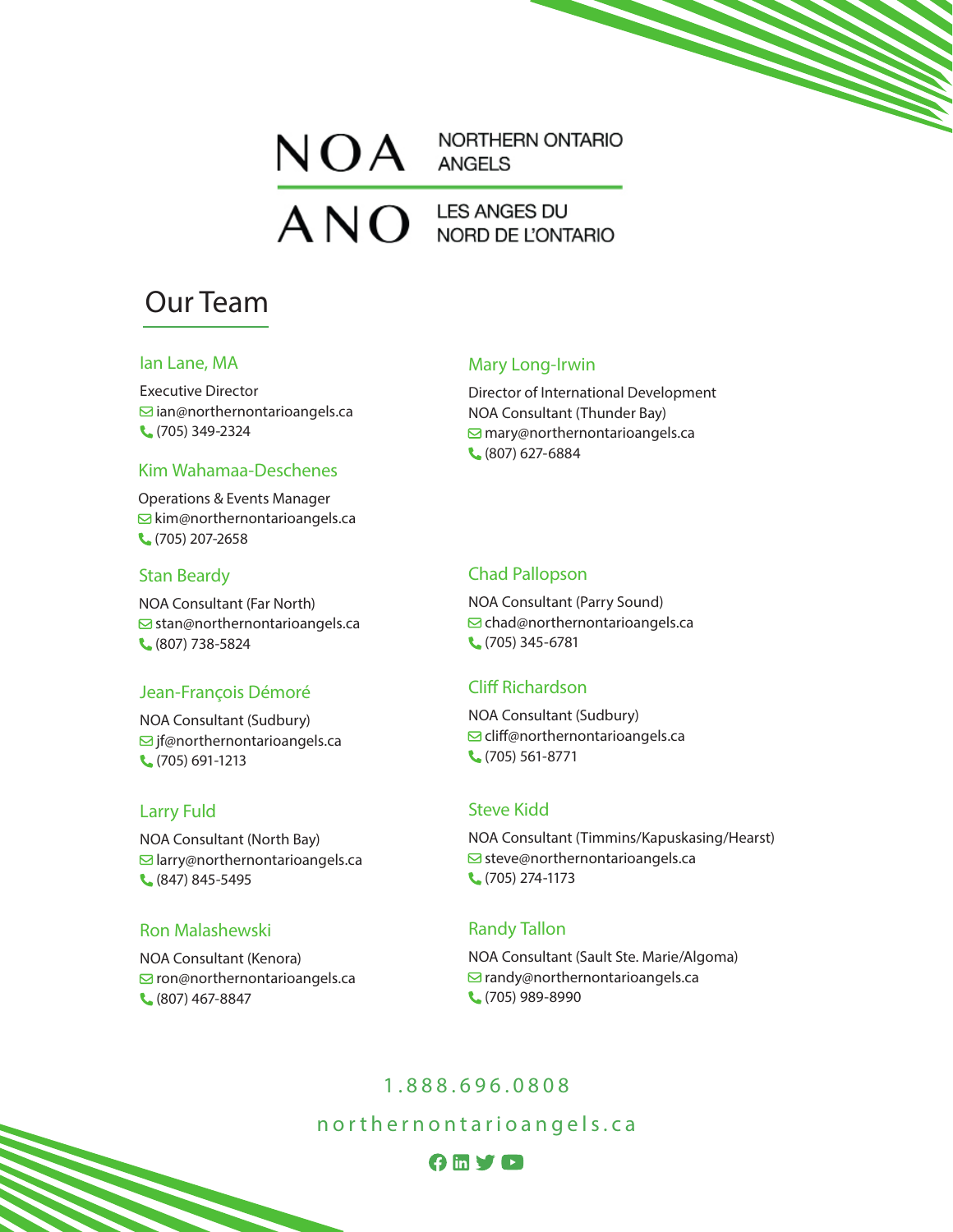NOA — NORTHERN ONTARIO ANGELS

ANO — LES ANGES DU NORD DE L'ONTARIO

## Our Team

### Ian Lane, MA

Executive Director
ian@northernontarioangels.ca
(705) 349-2324

### Kim Wahamaa-Deschenes

Operations & Events Manager
kim@northernontarioangels.ca
(705) 207-2658

### Stan Beardy

NOA Consultant (Far North)
stan@northernontarioangels.ca
(807) 738-5824

### Jean-François Démoré

NOA Consultant (Sudbury)
jf@northernontarioangels.ca
(705) 691-1213

### Larry Fuld

NOA Consultant (North Bay)
larry@northernontarioangels.ca
(847) 845-5495

### Ron Malashewski

NOA Consultant (Kenora)
ron@northernontarioangels.ca
(807) 467-8847

### Mary Long-Irwin

Director of International Development
NOA Consultant (Thunder Bay)
mary@northernontarioangels.ca
(807) 627-6884

### Chad Pallopson

NOA Consultant (Parry Sound)
chad@northernontarioangels.ca
(705) 345-6781

### Cliff Richardson

NOA Consultant (Sudbury)
cliff@northernontarioangels.ca
(705) 561-8771

### Steve Kidd

NOA Consultant (Timmins/Kapuskasing/Hearst)
steve@northernontarioangels.ca
(705) 274-1173

### Randy Tallon

NOA Consultant (Sault Ste. Marie/Algoma)
randy@northernontarioangels.ca
(705) 989-8990

1.888.696.0808

northernontarioangels.ca